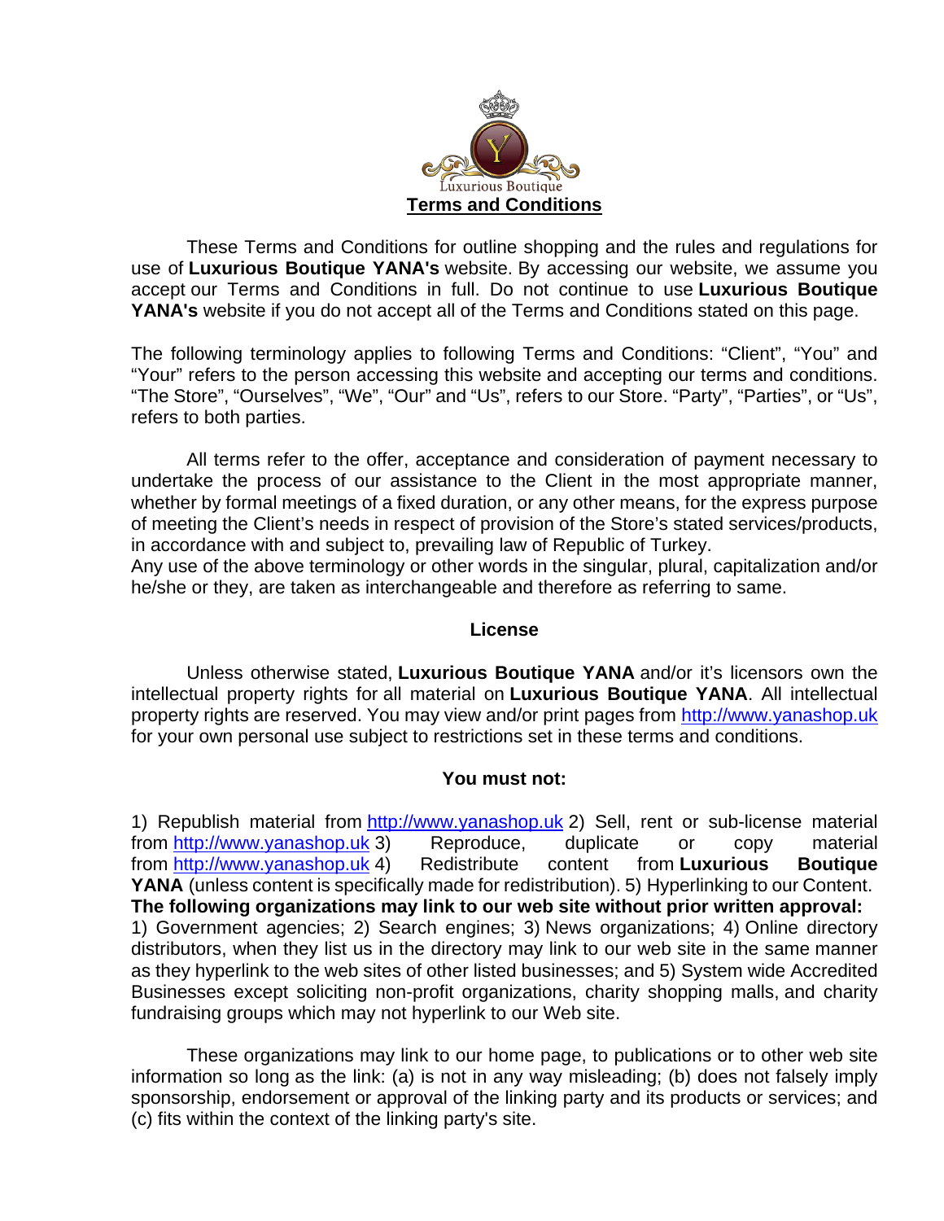Luxurious Boutique

# Terms and Conditions

These Terms and Conditions for outline shopping and the rules and regulations for use of **Luxurious Boutique YANA's** website. By accessing our website, we assume you accept our Terms and Conditions in full. Do not continue to use **Luxurious Boutique YANA's** website if you do not accept all of the Terms and Conditions stated on this page.

The following terminology applies to following Terms and Conditions: "Client", "You" and "Your" refers to the person accessing this website and accepting our terms and conditions. "The Store", "Ourselves", "We", "Our" and "Us", refers to our Store. "Party", "Parties", or "Us", refers to both parties.

All terms refer to the offer, acceptance and consideration of payment necessary to undertake the process of our assistance to the Client in the most appropriate manner, whether by formal meetings of a fixed duration, or any other means, for the express purpose of meeting the Client's needs in respect of provision of the Store's stated services/products, in accordance with and subject to, prevailing law of Republic of Turkey.
Any use of the above terminology or other words in the singular, plural, capitalization and/or he/she or they, are taken as interchangeable and therefore as referring to same.

## License

Unless otherwise stated, **Luxurious Boutique YANA** and/or it's licensors own the intellectual property rights for all material on **Luxurious Boutique YANA**. All intellectual property rights are reserved. You may view and/or print pages from http://www.yanashop.uk for your own personal use subject to restrictions set in these terms and conditions.

## You must not:

1) Republish material from http://www.yanashop.uk 2) Sell, rent or sub-license material from http://www.yanashop.uk 3) Reproduce, duplicate or copy material from http://www.yanashop.uk 4) Redistribute content from **Luxurious Boutique YANA** (unless content is specifically made for redistribution). 5) Hyperlinking to our Content.
**The following organizations may link to our web site without prior written approval:**
1) Government agencies; 2) Search engines; 3) News organizations; 4) Online directory distributors, when they list us in the directory may link to our web site in the same manner as they hyperlink to the web sites of other listed businesses; and 5) System wide Accredited Businesses except soliciting non-profit organizations, charity shopping malls, and charity fundraising groups which may not hyperlink to our Web site.

These organizations may link to our home page, to publications or to other web site information so long as the link: (a) is not in any way misleading; (b) does not falsely imply sponsorship, endorsement or approval of the linking party and its products or services; and (c) fits within the context of the linking party's site.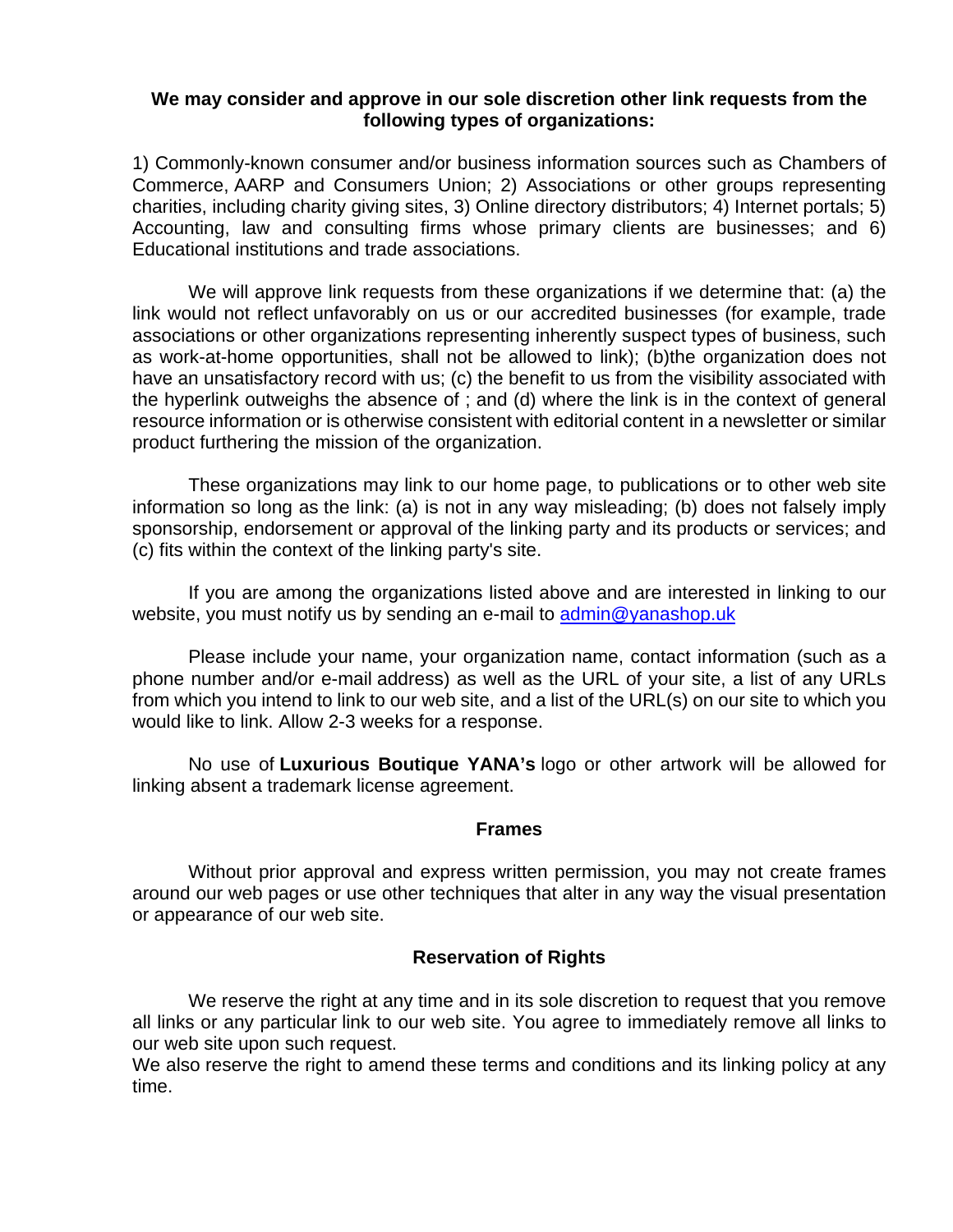**We may consider and approve in our sole discretion other link requests from the following types of organizations:**

1) Commonly-known consumer and/or business information sources such as Chambers of Commerce, AARP and Consumers Union; 2) Associations or other groups representing charities, including charity giving sites, 3) Online directory distributors; 4) Internet portals; 5) Accounting, law and consulting firms whose primary clients are businesses; and 6) Educational institutions and trade associations.

We will approve link requests from these organizations if we determine that: (a) the link would not reflect unfavorably on us or our accredited businesses (for example, trade associations or other organizations representing inherently suspect types of business, such as work-at-home opportunities, shall not be allowed to link); (b)the organization does not have an unsatisfactory record with us; (c) the benefit to us from the visibility associated with the hyperlink outweighs the absence of ; and (d) where the link is in the context of general resource information or is otherwise consistent with editorial content in a newsletter or similar product furthering the mission of the organization.

These organizations may link to our home page, to publications or to other web site information so long as the link: (a) is not in any way misleading; (b) does not falsely imply sponsorship, endorsement or approval of the linking party and its products or services; and (c) fits within the context of the linking party's site.

If you are among the organizations listed above and are interested in linking to our website, you must notify us by sending an e-mail to admin@yanashop.uk

Please include your name, your organization name, contact information (such as a phone number and/or e-mail address) as well as the URL of your site, a list of any URLs from which you intend to link to our web site, and a list of the URL(s) on our site to which you would like to link. Allow 2-3 weeks for a response.

No use of **Luxurious Boutique YANA's** logo or other artwork will be allowed for linking absent a trademark license agreement.

## Frames

Without prior approval and express written permission, you may not create frames around our web pages or use other techniques that alter in any way the visual presentation or appearance of our web site.

## Reservation of Rights

We reserve the right at any time and in its sole discretion to request that you remove all links or any particular link to our web site. You agree to immediately remove all links to our web site upon such request.
We also reserve the right to amend these terms and conditions and its linking policy at any time.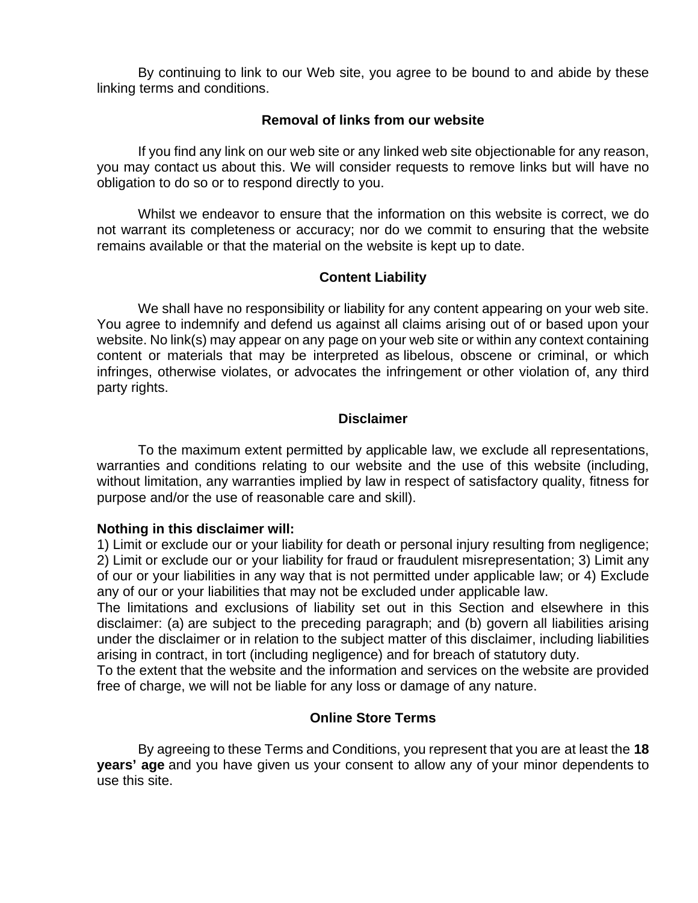By continuing to link to our Web site, you agree to be bound to and abide by these linking terms and conditions.

## Removal of links from our website

If you find any link on our web site or any linked web site objectionable for any reason, you may contact us about this. We will consider requests to remove links but will have no obligation to do so or to respond directly to you.

Whilst we endeavor to ensure that the information on this website is correct, we do not warrant its completeness or accuracy; nor do we commit to ensuring that the website remains available or that the material on the website is kept up to date.

## Content Liability

We shall have no responsibility or liability for any content appearing on your web site. You agree to indemnify and defend us against all claims arising out of or based upon your website. No link(s) may appear on any page on your web site or within any context containing content or materials that may be interpreted as libelous, obscene or criminal, or which infringes, otherwise violates, or advocates the infringement or other violation of, any third party rights.

## Disclaimer

To the maximum extent permitted by applicable law, we exclude all representations, warranties and conditions relating to our website and the use of this website (including, without limitation, any warranties implied by law in respect of satisfactory quality, fitness for purpose and/or the use of reasonable care and skill).

**Nothing in this disclaimer will:**

1) Limit or exclude our or your liability for death or personal injury resulting from negligence; 2) Limit or exclude our or your liability for fraud or fraudulent misrepresentation; 3) Limit any of our or your liabilities in any way that is not permitted under applicable law; or 4) Exclude any of our or your liabilities that may not be excluded under applicable law.

The limitations and exclusions of liability set out in this Section and elsewhere in this disclaimer: (a) are subject to the preceding paragraph; and (b) govern all liabilities arising under the disclaimer or in relation to the subject matter of this disclaimer, including liabilities arising in contract, in tort (including negligence) and for breach of statutory duty.

To the extent that the website and the information and services on the website are provided free of charge, we will not be liable for any loss or damage of any nature.

## Online Store Terms

By agreeing to these Terms and Conditions, you represent that you are at least the **18 years' age** and you have given us your consent to allow any of your minor dependents to use this site.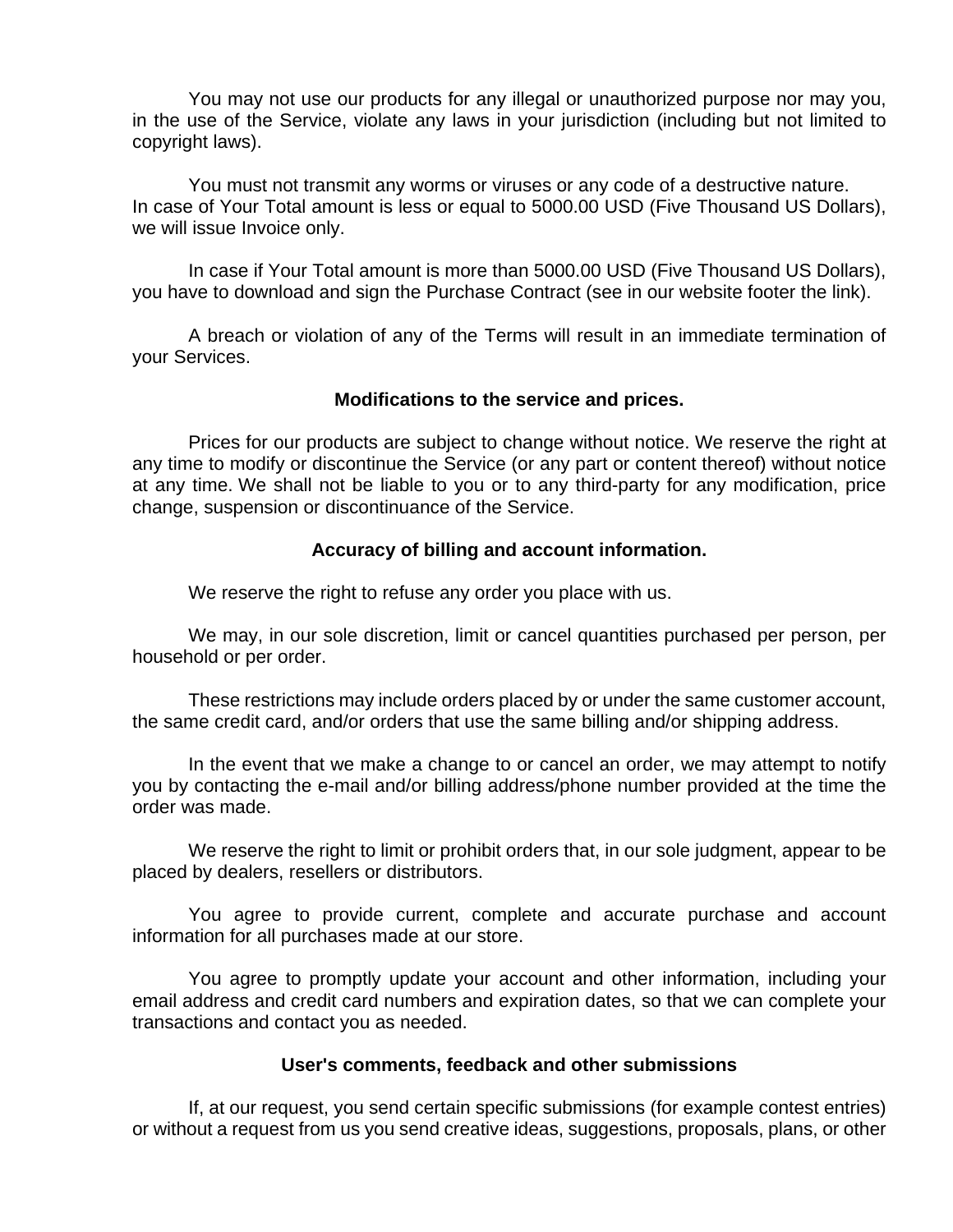You may not use our products for any illegal or unauthorized purpose nor may you, in the use of the Service, violate any laws in your jurisdiction (including but not limited to copyright laws).

You must not transmit any worms or viruses or any code of a destructive nature.
In case of Your Total amount is less or equal to 5000.00 USD (Five Thousand US Dollars), we will issue Invoice only.

In case if Your Total amount is more than 5000.00 USD (Five Thousand US Dollars), you have to download and sign the Purchase Contract (see in our website footer the link).

A breach or violation of any of the Terms will result in an immediate termination of your Services.

**Modifications to the service and prices.**

Prices for our products are subject to change without notice. We reserve the right at any time to modify or discontinue the Service (or any part or content thereof) without notice at any time. We shall not be liable to you or to any third-party for any modification, price change, suspension or discontinuance of the Service.

**Accuracy of billing and account information.**

We reserve the right to refuse any order you place with us.

We may, in our sole discretion, limit or cancel quantities purchased per person, per household or per order.

These restrictions may include orders placed by or under the same customer account, the same credit card, and/or orders that use the same billing and/or shipping address.

In the event that we make a change to or cancel an order, we may attempt to notify you by contacting the e-mail and/or billing address/phone number provided at the time the order was made.

We reserve the right to limit or prohibit orders that, in our sole judgment, appear to be placed by dealers, resellers or distributors.

You agree to provide current, complete and accurate purchase and account information for all purchases made at our store.

You agree to promptly update your account and other information, including your email address and credit card numbers and expiration dates, so that we can complete your transactions and contact you as needed.

**User's comments, feedback and other submissions**

If, at our request, you send certain specific submissions (for example contest entries) or without a request from us you send creative ideas, suggestions, proposals, plans, or other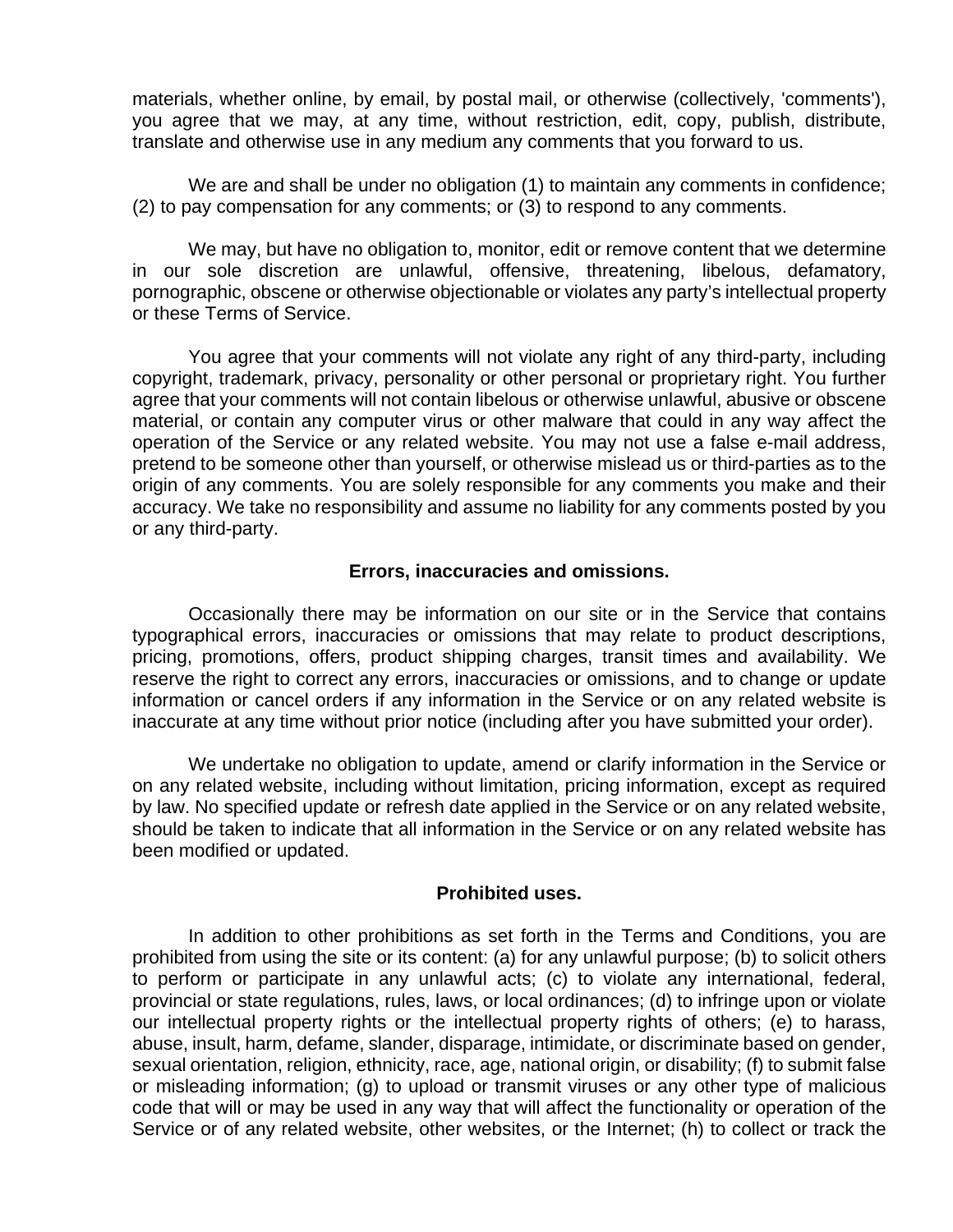materials, whether online, by email, by postal mail, or otherwise (collectively, 'comments'), you agree that we may, at any time, without restriction, edit, copy, publish, distribute, translate and otherwise use in any medium any comments that you forward to us.

We are and shall be under no obligation (1) to maintain any comments in confidence; (2) to pay compensation for any comments; or (3) to respond to any comments.

We may, but have no obligation to, monitor, edit or remove content that we determine in our sole discretion are unlawful, offensive, threatening, libelous, defamatory, pornographic, obscene or otherwise objectionable or violates any party's intellectual property or these Terms of Service.

You agree that your comments will not violate any right of any third-party, including copyright, trademark, privacy, personality or other personal or proprietary right. You further agree that your comments will not contain libelous or otherwise unlawful, abusive or obscene material, or contain any computer virus or other malware that could in any way affect the operation of the Service or any related website. You may not use a false e-mail address, pretend to be someone other than yourself, or otherwise mislead us or third-parties as to the origin of any comments. You are solely responsible for any comments you make and their accuracy. We take no responsibility and assume no liability for any comments posted by you or any third-party.

**Errors, inaccuracies and omissions.**

Occasionally there may be information on our site or in the Service that contains typographical errors, inaccuracies or omissions that may relate to product descriptions, pricing, promotions, offers, product shipping charges, transit times and availability. We reserve the right to correct any errors, inaccuracies or omissions, and to change or update information or cancel orders if any information in the Service or on any related website is inaccurate at any time without prior notice (including after you have submitted your order).

We undertake no obligation to update, amend or clarify information in the Service or on any related website, including without limitation, pricing information, except as required by law. No specified update or refresh date applied in the Service or on any related website, should be taken to indicate that all information in the Service or on any related website has been modified or updated.

**Prohibited uses.**

In addition to other prohibitions as set forth in the Terms and Conditions, you are prohibited from using the site or its content: (a) for any unlawful purpose; (b) to solicit others to perform or participate in any unlawful acts; (c) to violate any international, federal, provincial or state regulations, rules, laws, or local ordinances; (d) to infringe upon or violate our intellectual property rights or the intellectual property rights of others; (e) to harass, abuse, insult, harm, defame, slander, disparage, intimidate, or discriminate based on gender, sexual orientation, religion, ethnicity, race, age, national origin, or disability; (f) to submit false or misleading information; (g) to upload or transmit viruses or any other type of malicious code that will or may be used in any way that will affect the functionality or operation of the Service or of any related website, other websites, or the Internet; (h) to collect or track the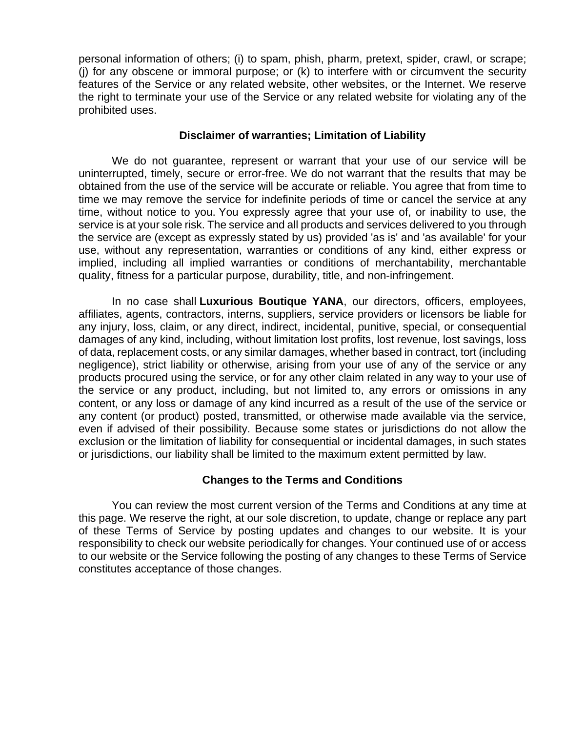personal information of others; (i) to spam, phish, pharm, pretext, spider, crawl, or scrape; (j) for any obscene or immoral purpose; or (k) to interfere with or circumvent the security features of the Service or any related website, other websites, or the Internet. We reserve the right to terminate your use of the Service or any related website for violating any of the prohibited uses.

## Disclaimer of warranties; Limitation of Liability

We do not guarantee, represent or warrant that your use of our service will be uninterrupted, timely, secure or error-free. We do not warrant that the results that may be obtained from the use of the service will be accurate or reliable. You agree that from time to time we may remove the service for indefinite periods of time or cancel the service at any time, without notice to you. You expressly agree that your use of, or inability to use, the service is at your sole risk. The service and all products and services delivered to you through the service are (except as expressly stated by us) provided 'as is' and 'as available' for your use, without any representation, warranties or conditions of any kind, either express or implied, including all implied warranties or conditions of merchantability, merchantable quality, fitness for a particular purpose, durability, title, and non-infringement.

In no case shall **Luxurious Boutique YANA**, our directors, officers, employees, affiliates, agents, contractors, interns, suppliers, service providers or licensors be liable for any injury, loss, claim, or any direct, indirect, incidental, punitive, special, or consequential damages of any kind, including, without limitation lost profits, lost revenue, lost savings, loss of data, replacement costs, or any similar damages, whether based in contract, tort (including negligence), strict liability or otherwise, arising from your use of any of the service or any products procured using the service, or for any other claim related in any way to your use of the service or any product, including, but not limited to, any errors or omissions in any content, or any loss or damage of any kind incurred as a result of the use of the service or any content (or product) posted, transmitted, or otherwise made available via the service, even if advised of their possibility. Because some states or jurisdictions do not allow the exclusion or the limitation of liability for consequential or incidental damages, in such states or jurisdictions, our liability shall be limited to the maximum extent permitted by law.

## Changes to the Terms and Conditions

You can review the most current version of the Terms and Conditions at any time at this page. We reserve the right, at our sole discretion, to update, change or replace any part of these Terms of Service by posting updates and changes to our website. It is your responsibility to check our website periodically for changes. Your continued use of or access to our website or the Service following the posting of any changes to these Terms of Service constitutes acceptance of those changes.